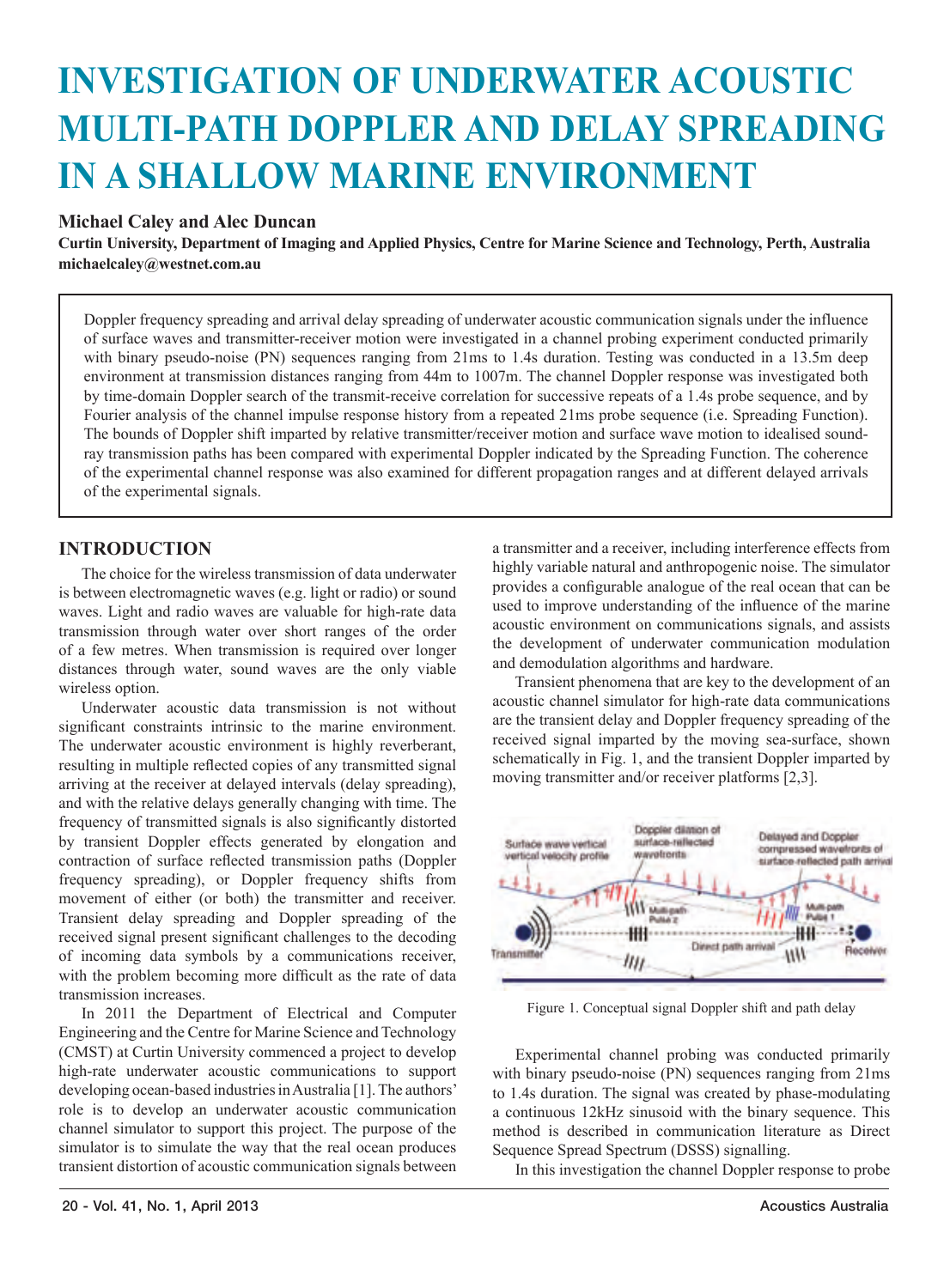# INVESTIGATION OF UNDERWATER ACOUSTIC MULTI-PATH DOPPLER AND DELAY SPREADING IN A SHALLOW MARINE ENVIRONMENT

**Michael Caley and Alec Duncan**

**Curtin University, Department of Imaging and Applied Physics, Centre for Marine Science and Technology, Perth, Australia**
**michaelcaley@westnet.com.au**

Doppler frequency spreading and arrival delay spreading of underwater acoustic communication signals under the influence of surface waves and transmitter-receiver motion were investigated in a channel probing experiment conducted primarily with binary pseudo-noise (PN) sequences ranging from 21ms to 1.4s duration. Testing was conducted in a 13.5m deep environment at transmission distances ranging from 44m to 1007m. The channel Doppler response was investigated both by time-domain Doppler search of the transmit-receive correlation for successive repeats of a 1.4s probe sequence, and by Fourier analysis of the channel impulse response history from a repeated 21ms probe sequence (i.e. Spreading Function). The bounds of Doppler shift imparted by relative transmitter/receiver motion and surface wave motion to idealised sound-ray transmission paths has been compared with experimental Doppler indicated by the Spreading Function. The coherence of the experimental channel response was also examined for different propagation ranges and at different delayed arrivals of the experimental signals.

## INTRODUCTION

The choice for the wireless transmission of data underwater is between electromagnetic waves (e.g. light or radio) or sound waves. Light and radio waves are valuable for high-rate data transmission through water over short ranges of the order of a few metres. When transmission is required over longer distances through water, sound waves are the only viable wireless option.

Underwater acoustic data transmission is not without significant constraints intrinsic to the marine environment. The underwater acoustic environment is highly reverberant, resulting in multiple reflected copies of any transmitted signal arriving at the receiver at delayed intervals (delay spreading), and with the relative delays generally changing with time. The frequency of transmitted signals is also significantly distorted by transient Doppler effects generated by elongation and contraction of surface reflected transmission paths (Doppler frequency spreading), or Doppler frequency shifts from movement of either (or both) the transmitter and receiver. Transient delay spreading and Doppler spreading of the received signal present significant challenges to the decoding of incoming data symbols by a communications receiver, with the problem becoming more difficult as the rate of data transmission increases.

In 2011 the Department of Electrical and Computer Engineering and the Centre for Marine Science and Technology (CMST) at Curtin University commenced a project to develop high-rate underwater acoustic communications to support developing ocean-based industries in Australia [1]. The authors' role is to develop an underwater acoustic communication channel simulator to support this project. The purpose of the simulator is to simulate the way that the real ocean produces transient distortion of acoustic communication signals between a transmitter and a receiver, including interference effects from highly variable natural and anthropogenic noise. The simulator provides a configurable analogue of the real ocean that can be used to improve understanding of the influence of the marine acoustic environment on communications signals, and assists the development of underwater communication modulation and demodulation algorithms and hardware.

Transient phenomena that are key to the development of an acoustic channel simulator for high-rate data communications are the transient delay and Doppler frequency spreading of the received signal imparted by the moving sea-surface, shown schematically in Fig. 1, and the transient Doppler imparted by moving transmitter and/or receiver platforms [2,3].

Figure 1. Conceptual signal Doppler shift and path delay

Experimental channel probing was conducted primarily with binary pseudo-noise (PN) sequences ranging from 21ms to 1.4s duration. The signal was created by phase-modulating a continuous 12kHz sinusoid with the binary sequence. This method is described in communication literature as Direct Sequence Spread Spectrum (DSSS) signalling.

In this investigation the channel Doppler response to probe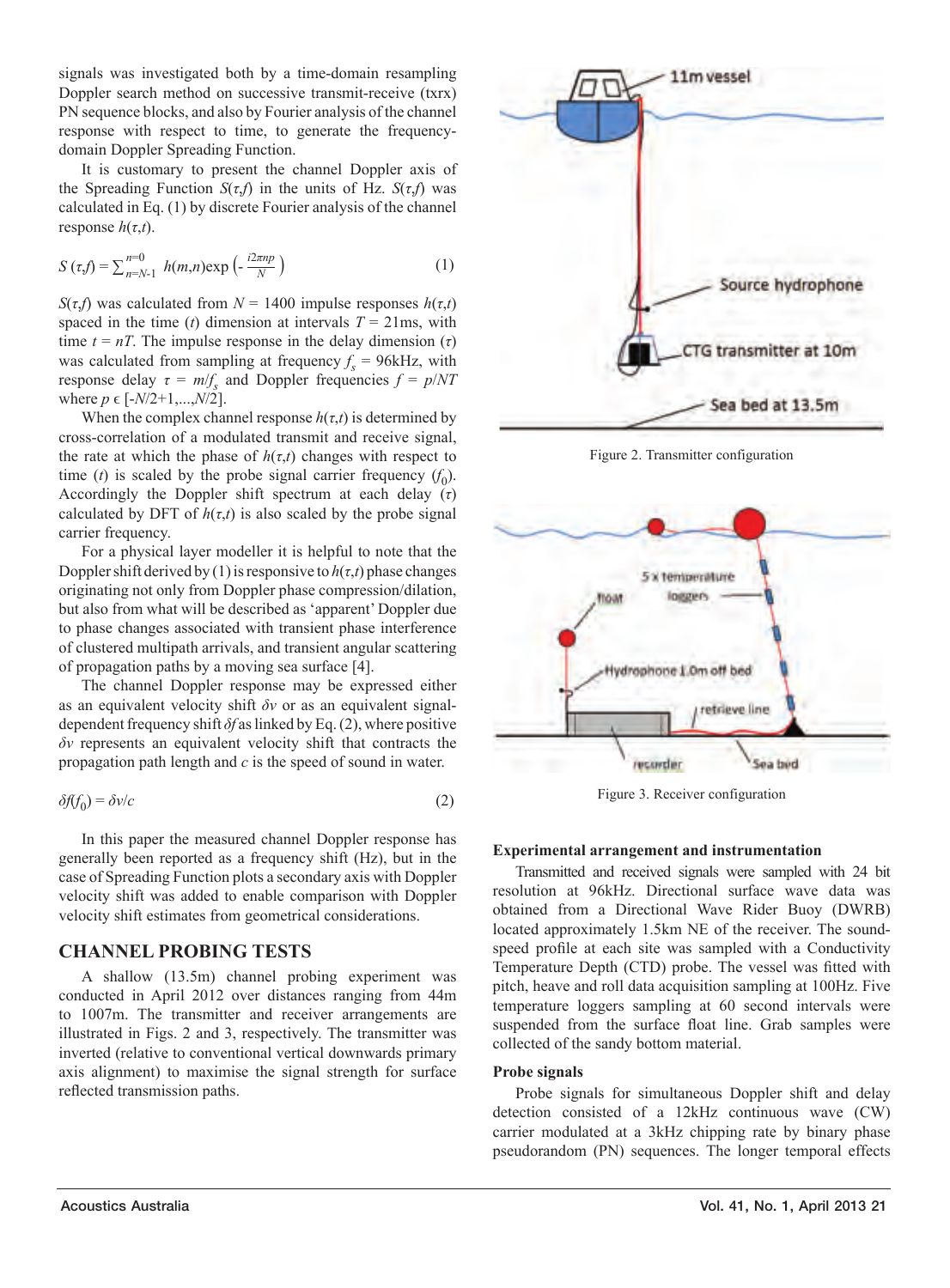signals was investigated both by a time-domain resampling Doppler search method on successive transmit-receive (txrx) PN sequence blocks, and also by Fourier analysis of the channel response with respect to time, to generate the frequency-domain Doppler Spreading Function.

It is customary to present the channel Doppler axis of the Spreading Function $S(\tau,f)$ in the units of Hz. $S(\tau,f)$ was calculated in Eq. (1) by discrete Fourier analysis of the channel response $h(\tau,t)$.

$$S(\tau,f) = \sum_{n=N-1}^{n=0} h(m,n)\exp\left(-\frac{i2\pi np}{N}\right) \tag{1}$$

$S(\tau,f)$ was calculated from $N = 1400$ impulse responses $h(\tau,t)$ spaced in the time ($t$) dimension at intervals $T = 21$ms, with time $t = nT$. The impulse response in the delay dimension ($\tau$) was calculated from sampling at frequency $f_s = 96$kHz, with response delay $\tau = m/f_s$ and Doppler frequencies $f = p/NT$ where $p \in [-N/2+1,...,N/2]$.

When the complex channel response $h(\tau,t)$ is determined by cross-correlation of a modulated transmit and receive signal, the rate at which the phase of $h(\tau,t)$ changes with respect to time ($t$) is scaled by the probe signal carrier frequency ($f_0$). Accordingly the Doppler shift spectrum at each delay ($\tau$) calculated by DFT of $h(\tau,t)$ is also scaled by the probe signal carrier frequency.

For a physical layer modeller it is helpful to note that the Doppler shift derived by (1) is responsive to $h(\tau,t)$ phase changes originating not only from Doppler phase compression/dilation, but also from what will be described as 'apparent' Doppler due to phase changes associated with transient phase interference of clustered multipath arrivals, and transient angular scattering of propagation paths by a moving sea surface [4].

The channel Doppler response may be expressed either as an equivalent velocity shift $\delta v$ or as an equivalent signal-dependent frequency shift $\delta f$ as linked by Eq. (2), where positive $\delta v$ represents an equivalent velocity shift that contracts the propagation path length and $c$ is the speed of sound in water.

$$\delta f(f_0) = \delta v/c \tag{2}$$

In this paper the measured channel Doppler response has generally been reported as a frequency shift (Hz), but in the case of Spreading Function plots a secondary axis with Doppler velocity shift was added to enable comparison with Doppler velocity shift estimates from geometrical considerations.

## CHANNEL PROBING TESTS

A shallow (13.5m) channel probing experiment was conducted in April 2012 over distances ranging from 44m to 1007m. The transmitter and receiver arrangements are illustrated in Figs. 2 and 3, respectively. The transmitter was inverted (relative to conventional vertical downwards primary axis alignment) to maximise the signal strength for surface reflected transmission paths.

Figure 2. Transmitter configuration

Figure 3. Receiver configuration

### Experimental arrangement and instrumentation

Transmitted and received signals were sampled with 24 bit resolution at 96kHz. Directional surface wave data was obtained from a Directional Wave Rider Buoy (DWRB) located approximately 1.5km NE of the receiver. The sound-speed profile at each site was sampled with a Conductivity Temperature Depth (CTD) probe. The vessel was fitted with pitch, heave and roll data acquisition sampling at 100Hz. Five temperature loggers sampling at 60 second intervals were suspended from the surface float line. Grab samples were collected of the sandy bottom material.

### Probe signals

Probe signals for simultaneous Doppler shift and delay detection consisted of a 12kHz continuous wave (CW) carrier modulated at a 3kHz chipping rate by binary phase pseudorandom (PN) sequences. The longer temporal effects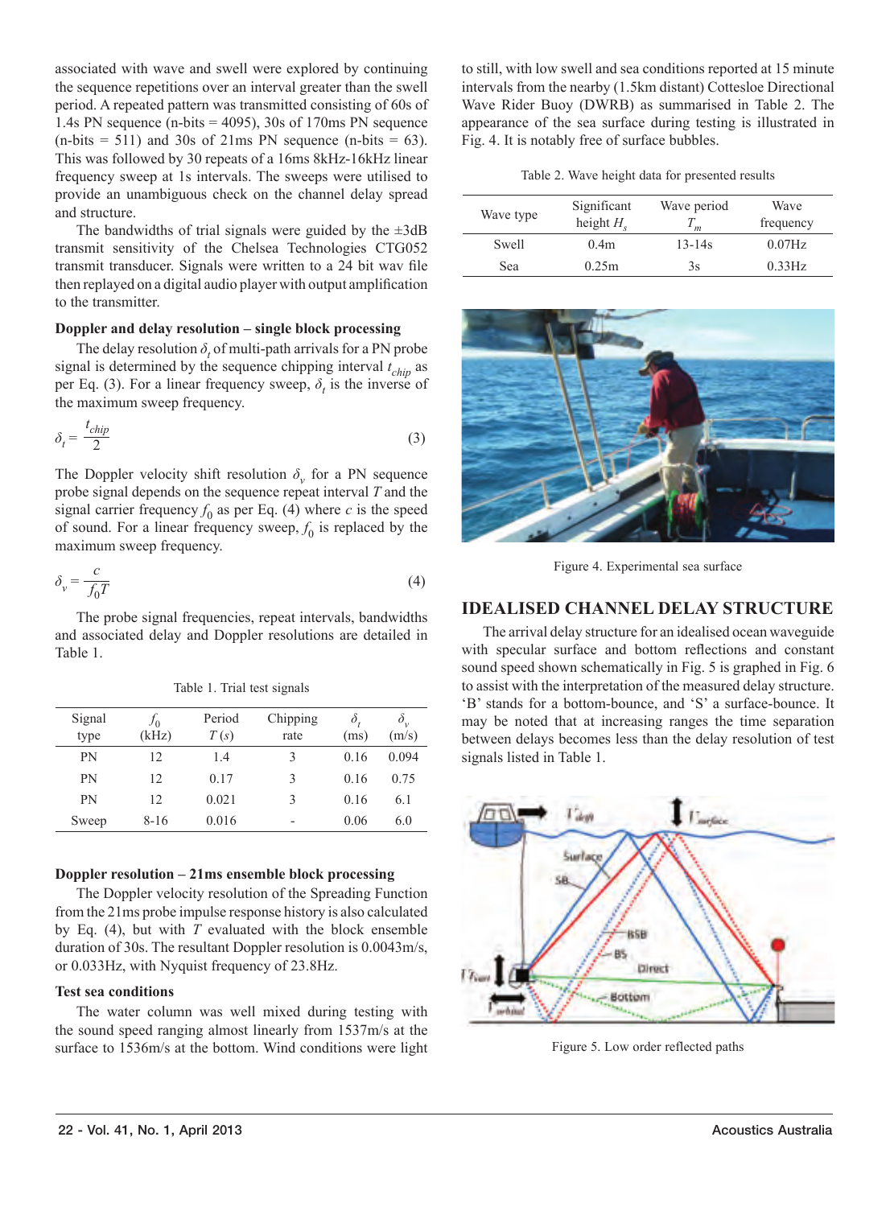associated with wave and swell were explored by continuing the sequence repetitions over an interval greater than the swell period. A repeated pattern was transmitted consisting of 60s of 1.4s PN sequence (n-bits = 4095), 30s of 170ms PN sequence (n-bits = 511) and 30s of 21ms PN sequence (n-bits = 63). This was followed by 30 repeats of a 16ms 8kHz-16kHz linear frequency sweep at 1s intervals. The sweeps were utilised to provide an unambiguous check on the channel delay spread and structure.

The bandwidths of trial signals were guided by the ±3dB transmit sensitivity of the Chelsea Technologies CTG052 transmit transducer. Signals were written to a 24 bit wav file then replayed on a digital audio player with output amplification to the transmitter.

### Doppler and delay resolution – single block processing

The delay resolution $\delta_t$ of multi-path arrivals for a PN probe signal is determined by the sequence chipping interval $t_{chip}$ as per Eq. (3). For a linear frequency sweep, $\delta_t$ is the inverse of the maximum sweep frequency.

$$\delta_t = \frac{t_{chip}}{2} \tag{3}$$

The Doppler velocity shift resolution $\delta_v$ for a PN sequence probe signal depends on the sequence repeat interval $T$ and the signal carrier frequency $f_0$ as per Eq. (4) where $c$ is the speed of sound. For a linear frequency sweep, $f_0$ is replaced by the maximum sweep frequency.

$$\delta_v = \frac{c}{f_0 T} \tag{4}$$

The probe signal frequencies, repeat intervals, bandwidths and associated delay and Doppler resolutions are detailed in Table 1.

Table 1. Trial test signals

| Signal type | $f_0$ (kHz) | Period $T$ (s) | Chipping rate | $\delta_t$ (ms) | $\delta_v$ (m/s) |
|---|---|---|---|---|---|
| PN | 12 | 1.4 | 3 | 0.16 | 0.094 |
| PN | 12 | 0.17 | 3 | 0.16 | 0.75 |
| PN | 12 | 0.021 | 3 | 0.16 | 6.1 |
| Sweep | 8-16 | 0.016 | - | 0.06 | 6.0 |

### Doppler resolution – 21ms ensemble block processing

The Doppler velocity resolution of the Spreading Function from the 21ms probe impulse response history is also calculated by Eq. (4), but with $T$ evaluated with the block ensemble duration of 30s. The resultant Doppler resolution is 0.0043m/s, or 0.033Hz, with Nyquist frequency of 23.8Hz.

### Test sea conditions

The water column was well mixed during testing with the sound speed ranging almost linearly from 1537m/s at the surface to 1536m/s at the bottom. Wind conditions were light to still, with low swell and sea conditions reported at 15 minute intervals from the nearby (1.5km distant) Cottesloe Directional Wave Rider Buoy (DWRB) as summarised in Table 2. The appearance of the sea surface during testing is illustrated in Fig. 4. It is notably free of surface bubbles.

Table 2. Wave height data for presented results

| Wave type | Significant height $H_s$ | Wave period $T_m$ | Wave frequency |
|---|---|---|---|
| Swell | 0.4m | 13-14s | 0.07Hz |
| Sea | 0.25m | 3s | 0.33Hz |

Figure 4. Experimental sea surface

## IDEALISED CHANNEL DELAY STRUCTURE

The arrival delay structure for an idealised ocean waveguide with specular surface and bottom reflections and constant sound speed shown schematically in Fig. 5 is graphed in Fig. 6 to assist with the interpretation of the measured delay structure. 'B' stands for a bottom-bounce, and 'S' a surface-bounce. It may be noted that at increasing ranges the time separation between delays becomes less than the delay resolution of test signals listed in Table 1.

Figure 5. Low order reflected paths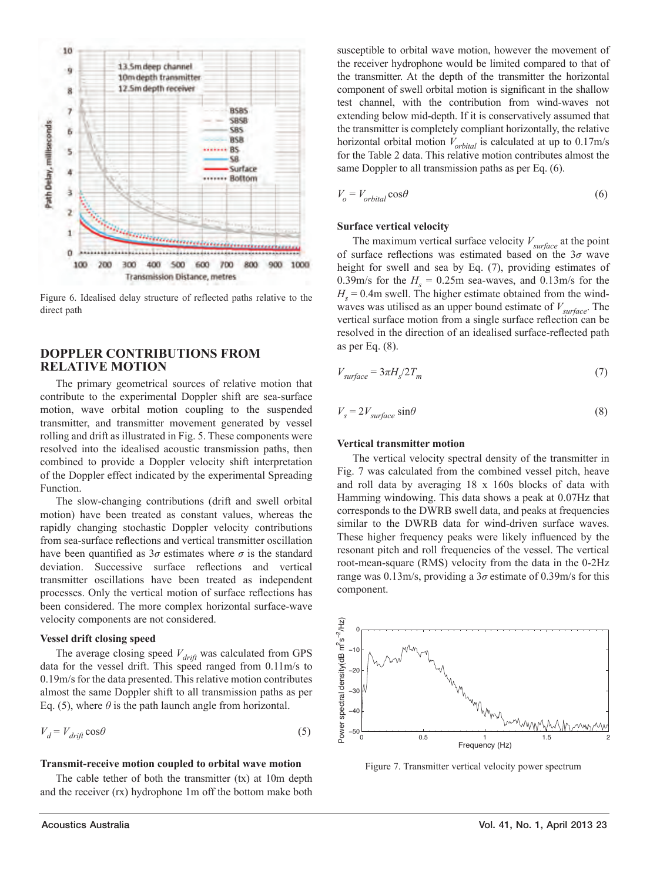Figure 6. Idealised delay structure of reflected paths relative to the direct path

## DOPPLER CONTRIBUTIONS FROM RELATIVE MOTION

The primary geometrical sources of relative motion that contribute to the experimental Doppler shift are sea-surface motion, wave orbital motion coupling to the suspended transmitter, and transmitter movement generated by vessel rolling and drift as illustrated in Fig. 5. These components were resolved into the idealised acoustic transmission paths, then combined to provide a Doppler velocity shift interpretation of the Doppler effect indicated by the experimental Spreading Function.

The slow-changing contributions (drift and swell orbital motion) have been treated as constant values, whereas the rapidly changing stochastic Doppler velocity contributions from sea-surface reflections and vertical transmitter oscillation have been quantified as $3\sigma$ estimates where $\sigma$ is the standard deviation. Successive surface reflections and vertical transmitter oscillations have been treated as independent processes. Only the vertical motion of surface reflections has been considered. The more complex horizontal surface-wave velocity components are not considered.

### Vessel drift closing speed

The average closing speed $V_{drift}$ was calculated from GPS data for the vessel drift. This speed ranged from 0.11m/s to 0.19m/s for the data presented. This relative motion contributes almost the same Doppler shift to all transmission paths as per Eq. (5), where $\theta$ is the path launch angle from horizontal.

$$V_d = V_{drift}\cos\theta \tag{5}$$

### Transmit-receive motion coupled to orbital wave motion

The cable tether of both the transmitter (tx) at 10m depth and the receiver (rx) hydrophone 1m off the bottom make both susceptible to orbital wave motion, however the movement of the receiver hydrophone would be limited compared to that of the transmitter. At the depth of the transmitter the horizontal component of swell orbital motion is significant in the shallow test channel, with the contribution from wind-waves not extending below mid-depth. If it is conservatively assumed that the transmitter is completely compliant horizontally, the relative horizontal orbital motion $V_{orbital}$ is calculated at up to 0.17m/s for the Table 2 data. This relative motion contributes almost the same Doppler to all transmission paths as per Eq. (6).

$$V_o = V_{orbital}\cos\theta \tag{6}$$

### Surface vertical velocity

The maximum vertical surface velocity $V_{surface}$ at the point of surface reflections was estimated based on the $3\sigma$ wave height for swell and sea by Eq. (7), providing estimates of 0.39m/s for the $H_s$ = 0.25m sea-waves, and 0.13m/s for the $H_s$ = 0.4m swell. The higher estimate obtained from the wind-waves was utilised as an upper bound estimate of $V_{surface}$. The vertical surface motion from a single surface reflection can be resolved in the direction of an idealised surface-reflected path as per Eq. (8).

$$V_{surface} = 3\pi H_s/2T_m \tag{7}$$

$$V_s = 2V_{surface}\sin\theta \tag{8}$$

### Vertical transmitter motion

The vertical velocity spectral density of the transmitter in Fig. 7 was calculated from the combined vessel pitch, heave and roll data by averaging 18 x 160s blocks of data with Hamming windowing. This data shows a peak at 0.07Hz that corresponds to the DWRB swell data, and peaks at frequencies similar to the DWRB data for wind-driven surface waves. These higher frequency peaks were likely influenced by the resonant pitch and roll frequencies of the vessel. The vertical root-mean-square (RMS) velocity from the data in the 0-2Hz range was 0.13m/s, providing a $3\sigma$ estimate of 0.39m/s for this component.

Figure 7. Transmitter vertical velocity power spectrum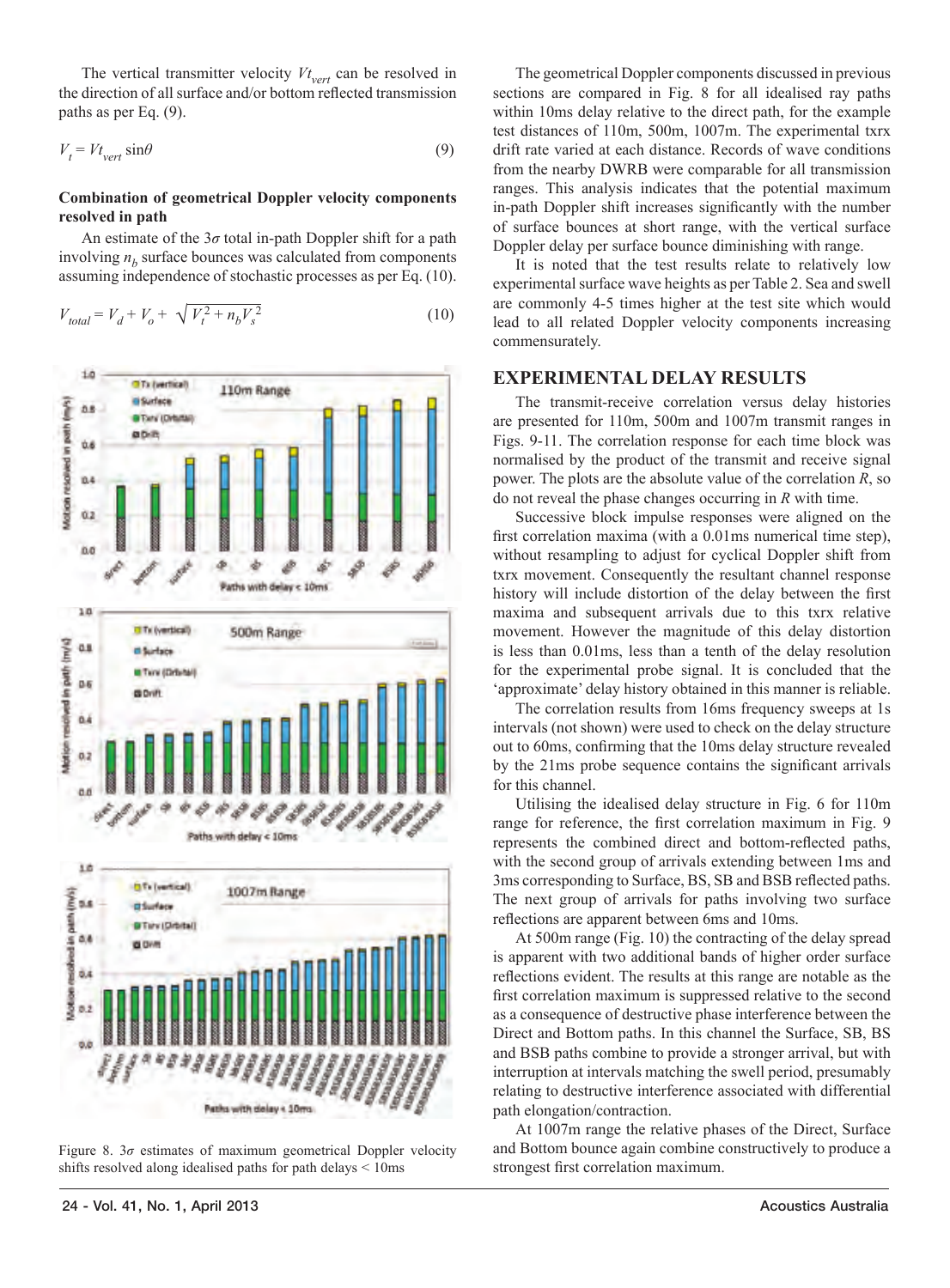The vertical transmitter velocity $Vt_{vert}$ can be resolved in the direction of all surface and/or bottom reflected transmission paths as per Eq. (9).

$$V_t = Vt_{vert} \sin\theta \tag{9}$$

**Combination of geometrical Doppler velocity components resolved in path**

An estimate of the $3\sigma$ total in-path Doppler shift for a path involving $n_b$ surface bounces was calculated from components assuming independence of stochastic processes as per Eq. (10).

$$V_{total} = V_d + V_o + \sqrt{V_t^2 + n_b V_s^2} \tag{10}$$

Figure 8. $3\sigma$ estimates of maximum geometrical Doppler velocity shifts resolved along idealised paths for path delays < 10ms

The geometrical Doppler components discussed in previous sections are compared in Fig. 8 for all idealised ray paths within 10ms delay relative to the direct path, for the example test distances of 110m, 500m, 1007m. The experimental txrx drift rate varied at each distance. Records of wave conditions from the nearby DWRB were comparable for all transmission ranges. This analysis indicates that the potential maximum in-path Doppler shift increases significantly with the number of surface bounces at short range, with the vertical surface Doppler delay per surface bounce diminishing with range.

It is noted that the test results relate to relatively low experimental surface wave heights as per Table 2. Sea and swell are commonly 4-5 times higher at the test site which would lead to all related Doppler velocity components increasing commensurately.

## EXPERIMENTAL DELAY RESULTS

The transmit-receive correlation versus delay histories are presented for 110m, 500m and 1007m transmit ranges in Figs. 9-11. The correlation response for each time block was normalised by the product of the transmit and receive signal power. The plots are the absolute value of the correlation *R*, so do not reveal the phase changes occurring in *R* with time.

Successive block impulse responses were aligned on the first correlation maxima (with a 0.01ms numerical time step), without resampling to adjust for cyclical Doppler shift from txrx movement. Consequently the resultant channel response history will include distortion of the delay between the first maxima and subsequent arrivals due to this txrx relative movement. However the magnitude of this delay distortion is less than 0.01ms, less than a tenth of the delay resolution for the experimental probe signal. It is concluded that the 'approximate' delay history obtained in this manner is reliable.

The correlation results from 16ms frequency sweeps at 1s intervals (not shown) were used to check on the delay structure out to 60ms, confirming that the 10ms delay structure revealed by the 21ms probe sequence contains the significant arrivals for this channel.

Utilising the idealised delay structure in Fig. 6 for 110m range for reference, the first correlation maximum in Fig. 9 represents the combined direct and bottom-reflected paths, with the second group of arrivals extending between 1ms and 3ms corresponding to Surface, BS, SB and BSB reflected paths. The next group of arrivals for paths involving two surface reflections are apparent between 6ms and 10ms.

At 500m range (Fig. 10) the contracting of the delay spread is apparent with two additional bands of higher order surface reflections evident. The results at this range are notable as the first correlation maximum is suppressed relative to the second as a consequence of destructive phase interference between the Direct and Bottom paths. In this channel the Surface, SB, BS and BSB paths combine to provide a stronger arrival, but with interruption at intervals matching the swell period, presumably relating to destructive interference associated with differential path elongation/contraction.

At 1007m range the relative phases of the Direct, Surface and Bottom bounce again combine constructively to produce a strongest first correlation maximum.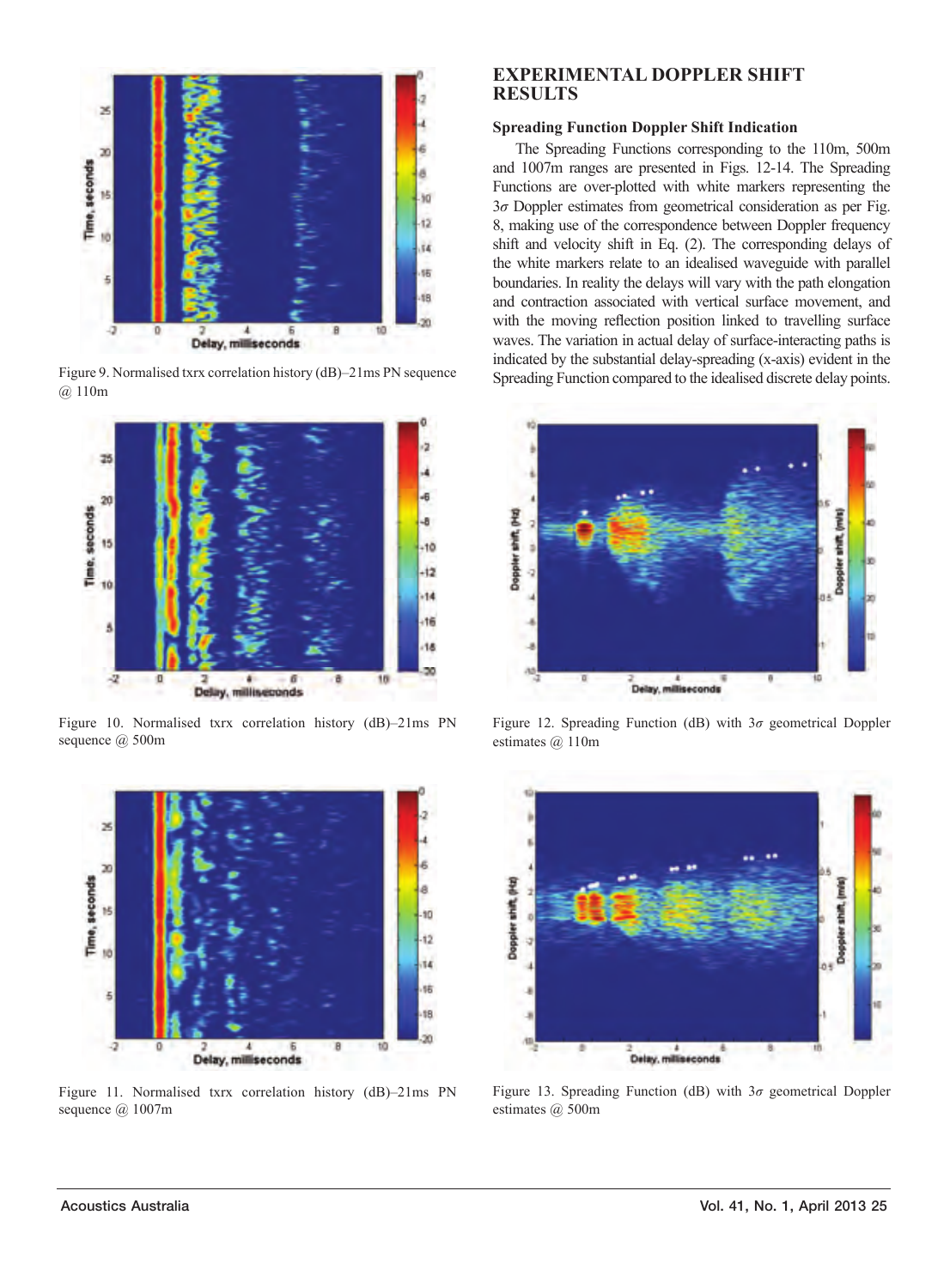Figure 9. Normalised txrx correlation history (dB)–21ms PN sequence @ 110m

Figure 10. Normalised txrx correlation history (dB)–21ms PN sequence @ 500m

Figure 11. Normalised txrx correlation history (dB)–21ms PN sequence @ 1007m

## EXPERIMENTAL DOPPLER SHIFT RESULTS

### Spreading Function Doppler Shift Indication

The Spreading Functions corresponding to the 110m, 500m and 1007m ranges are presented in Figs. 12-14. The Spreading Functions are over-plotted with white markers representing the $3\sigma$ Doppler estimates from geometrical consideration as per Fig. 8, making use of the correspondence between Doppler frequency shift and velocity shift in Eq. (2). The corresponding delays of the white markers relate to an idealised waveguide with parallel boundaries. In reality the delays will vary with the path elongation and contraction associated with vertical surface movement, and with the moving reflection position linked to travelling surface waves. The variation in actual delay of surface-interacting paths is indicated by the substantial delay-spreading (x-axis) evident in the Spreading Function compared to the idealised discrete delay points.

Figure 12. Spreading Function (dB) with $3\sigma$ geometrical Doppler estimates @ 110m

Figure 13. Spreading Function (dB) with $3\sigma$ geometrical Doppler estimates @ 500m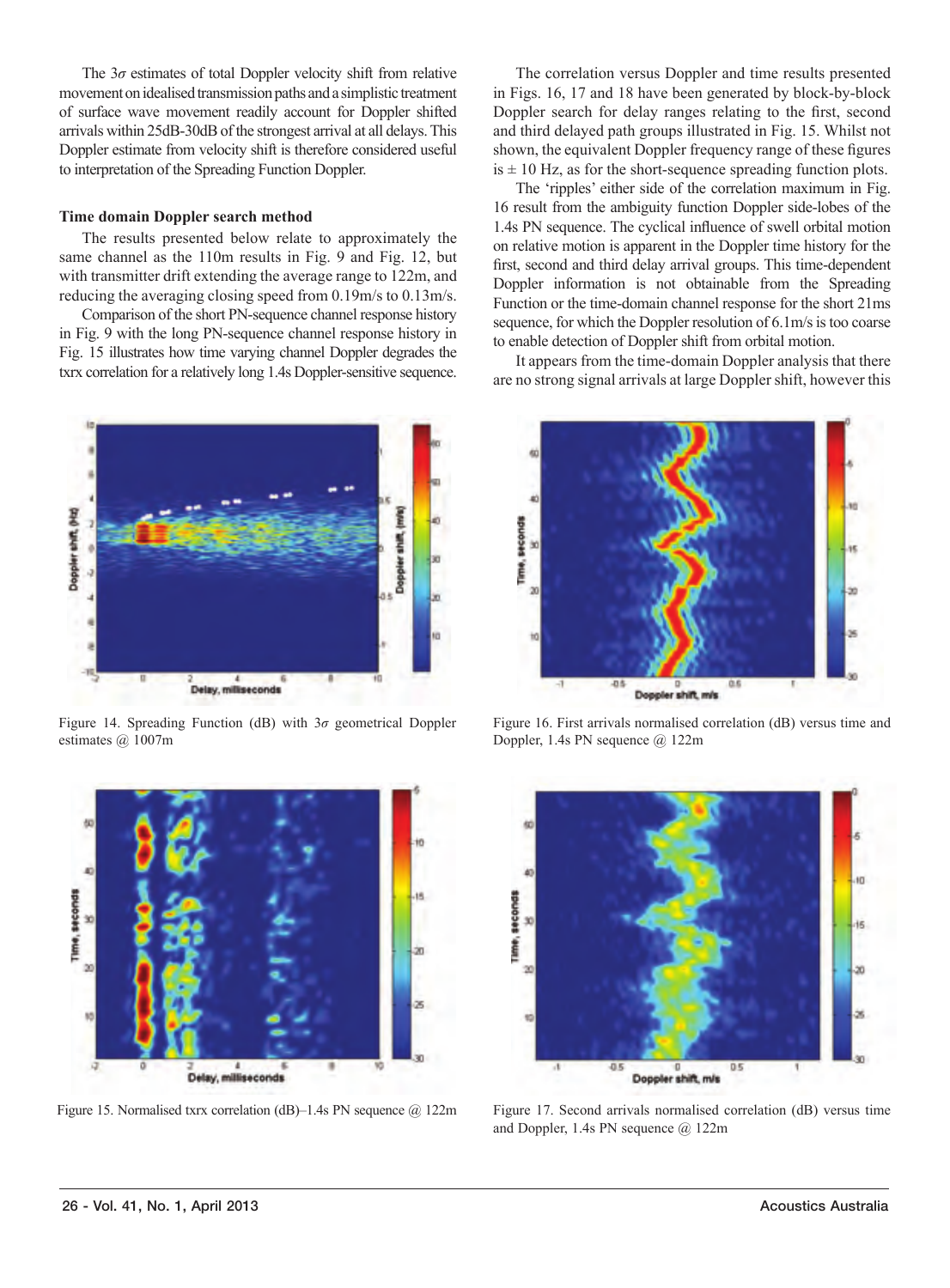The 3$\sigma$ estimates of total Doppler velocity shift from relative movement on idealised transmission paths and a simplistic treatment of surface wave movement readily account for Doppler shifted arrivals within 25dB-30dB of the strongest arrival at all delays. This Doppler estimate from velocity shift is therefore considered useful to interpretation of the Spreading Function Doppler.

### Time domain Doppler search method

The results presented below relate to approximately the same channel as the 110m results in Fig. 9 and Fig. 12, but with transmitter drift extending the average range to 122m, and reducing the averaging closing speed from 0.19m/s to 0.13m/s.

Comparison of the short PN-sequence channel response history in Fig. 9 with the long PN-sequence channel response history in Fig. 15 illustrates how time varying channel Doppler degrades the txrx correlation for a relatively long 1.4s Doppler-sensitive sequence.

Figure 14. Spreading Function (dB) with 3$\sigma$ geometrical Doppler estimates @ 1007m

Figure 15. Normalised txrx correlation (dB)–1.4s PN sequence @ 122m

The correlation versus Doppler and time results presented in Figs. 16, 17 and 18 have been generated by block-by-block Doppler search for delay ranges relating to the first, second and third delayed path groups illustrated in Fig. 15. Whilst not shown, the equivalent Doppler frequency range of these figures is ± 10 Hz, as for the short-sequence spreading function plots.

The 'ripples' either side of the correlation maximum in Fig. 16 result from the ambiguity function Doppler side-lobes of the 1.4s PN sequence. The cyclical influence of swell orbital motion on relative motion is apparent in the Doppler time history for the first, second and third delay arrival groups. This time-dependent Doppler information is not obtainable from the Spreading Function or the time-domain channel response for the short 21ms sequence, for which the Doppler resolution of 6.1m/s is too coarse to enable detection of Doppler shift from orbital motion.

It appears from the time-domain Doppler analysis that there are no strong signal arrivals at large Doppler shift, however this

Figure 16. First arrivals normalised correlation (dB) versus time and Doppler, 1.4s PN sequence @ 122m

Figure 17. Second arrivals normalised correlation (dB) versus time and Doppler, 1.4s PN sequence @ 122m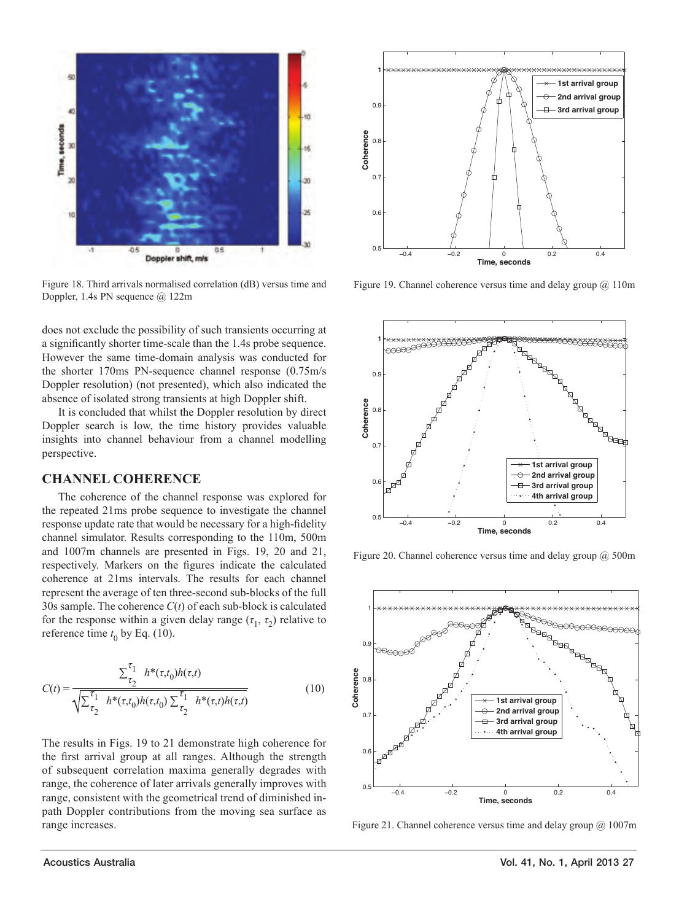Figure 18. Third arrivals normalised correlation (dB) versus time and Doppler, 1.4s PN sequence @ 122m

does not exclude the possibility of such transients occurring at a significantly shorter time-scale than the 1.4s probe sequence. However the same time-domain analysis was conducted for the shorter 170ms PN-sequence channel response (0.75m/s Doppler resolution) (not presented), which also indicated the absence of isolated strong transients at high Doppler shift.

It is concluded that whilst the Doppler resolution by direct Doppler search is low, the time history provides valuable insights into channel behaviour from a channel modelling perspective.

## CHANNEL COHERENCE

The coherence of the channel response was explored for the repeated 21ms probe sequence to investigate the channel response update rate that would be necessary for a high-fidelity channel simulator. Results corresponding to the 110m, 500m and 1007m channels are presented in Figs. 19, 20 and 21, respectively. Markers on the figures indicate the calculated coherence at 21ms intervals. The results for each channel represent the average of ten three-second sub-blocks of the full 30s sample. The coherence $C(t)$ of each sub-block is calculated for the response within a given delay range $(\tau_1, \tau_2)$ relative to reference time $t_0$ by Eq. (10).

$$C(t) = \frac{\sum_{\tau_2}^{\tau_1} h^*(\tau,t_0)h(\tau,t)}{\sqrt{\sum_{\tau_2}^{\tau_1} h^*(\tau,t_0)h(\tau,t_0) \sum_{\tau_2}^{\tau_1} h^*(\tau,t)h(\tau,t)}} \tag{10}$$

The results in Figs. 19 to 21 demonstrate high coherence for the first arrival group at all ranges. Although the strength of subsequent correlation maxima generally degrades with range, the coherence of later arrivals generally improves with range, consistent with the geometrical trend of diminished in-path Doppler contributions from the moving sea surface as range increases.

Figure 19. Channel coherence versus time and delay group @ 110m

Figure 20. Channel coherence versus time and delay group @ 500m

Figure 21. Channel coherence versus time and delay group @ 1007m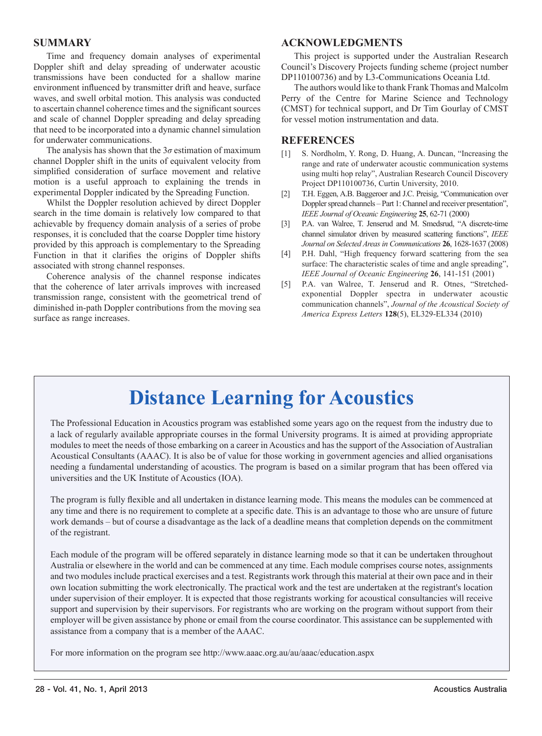## SUMMARY

Time and frequency domain analyses of experimental Doppler shift and delay spreading of underwater acoustic transmissions have been conducted for a shallow marine environment influenced by transmitter drift and heave, surface waves, and swell orbital motion. This analysis was conducted to ascertain channel coherence times and the significant sources and scale of channel Doppler spreading and delay spreading that need to be incorporated into a dynamic channel simulation for underwater communications.

The analysis has shown that the $3\sigma$ estimation of maximum channel Doppler shift in the units of equivalent velocity from simplified consideration of surface movement and relative motion is a useful approach to explaining the trends in experimental Doppler indicated by the Spreading Function.

Whilst the Doppler resolution achieved by direct Doppler search in the time domain is relatively low compared to that achievable by frequency domain analysis of a series of probe responses, it is concluded that the coarse Doppler time history provided by this approach is complementary to the Spreading Function in that it clarifies the origins of Doppler shifts associated with strong channel responses.

Coherence analysis of the channel response indicates that the coherence of later arrivals improves with increased transmission range, consistent with the geometrical trend of diminished in-path Doppler contributions from the moving sea surface as range increases.

## ACKNOWLEDGMENTS

This project is supported under the Australian Research Council's Discovery Projects funding scheme (project number DP110100736) and by L3-Communications Oceania Ltd.

The authors would like to thank Frank Thomas and Malcolm Perry of the Centre for Marine Science and Technology (CMST) for technical support, and Dr Tim Gourlay of CMST for vessel motion instrumentation and data.

## REFERENCES

[1] S. Nordholm, Y. Rong, D. Huang, A. Duncan, "Increasing the range and rate of underwater acoustic communication systems using multi hop relay", Australian Research Council Discovery Project DP110100736, Curtin University, 2010.

[2] T.H. Eggen, A.B. Baggeroer and J.C. Preisig, "Communication over Doppler spread channels – Part 1: Channel and receiver presentation", *IEEE Journal of Oceanic Engineering* **25**, 62-71 (2000)

[3] P.A. van Walree, T. Jenserud and M. Smedsrud, "A discrete-time channel simulator driven by measured scattering functions", *IEEE Journal on Selected Areas in Communications* **26**, 1628-1637 (2008)

[4] P.H. Dahl, "High frequency forward scattering from the sea surface: The characteristic scales of time and angle spreading", *IEEE Journal of Oceanic Engineering* **26**, 141-151 (2001)

[5] P.A. van Walree, T. Jenserud and R. Otnes, "Stretched-exponential Doppler spectra in underwater acoustic communication channels", *Journal of the Acoustical Society of America Express Letters* **128**(5), EL329-EL334 (2010)

# Distance Learning for Acoustics

The Professional Education in Acoustics program was established some years ago on the request from the industry due to a lack of regularly available appropriate courses in the formal University programs. It is aimed at providing appropriate modules to meet the needs of those embarking on a career in Acoustics and has the support of the Association of Australian Acoustical Consultants (AAAC). It is also be of value for those working in government agencies and allied organisations needing a fundamental understanding of acoustics. The program is based on a similar program that has been offered via universities and the UK Institute of Acoustics (IOA).

The program is fully flexible and all undertaken in distance learning mode. This means the modules can be commenced at any time and there is no requirement to complete at a specific date. This is an advantage to those who are unsure of future work demands – but of course a disadvantage as the lack of a deadline means that completion depends on the commitment of the registrant.

Each module of the program will be offered separately in distance learning mode so that it can be undertaken throughout Australia or elsewhere in the world and can be commenced at any time. Each module comprises course notes, assignments and two modules include practical exercises and a test. Registrants work through this material at their own pace and in their own location submitting the work electronically. The practical work and the test are undertaken at the registrant's location under supervision of their employer. It is expected that those registrants working for acoustical consultancies will receive support and supervision by their supervisors. For registrants who are working on the program without support from their employer will be given assistance by phone or email from the course coordinator. This assistance can be supplemented with assistance from a company that is a member of the AAAC.

For more information on the program see http://www.aaac.org.au/au/aaac/education.aspx